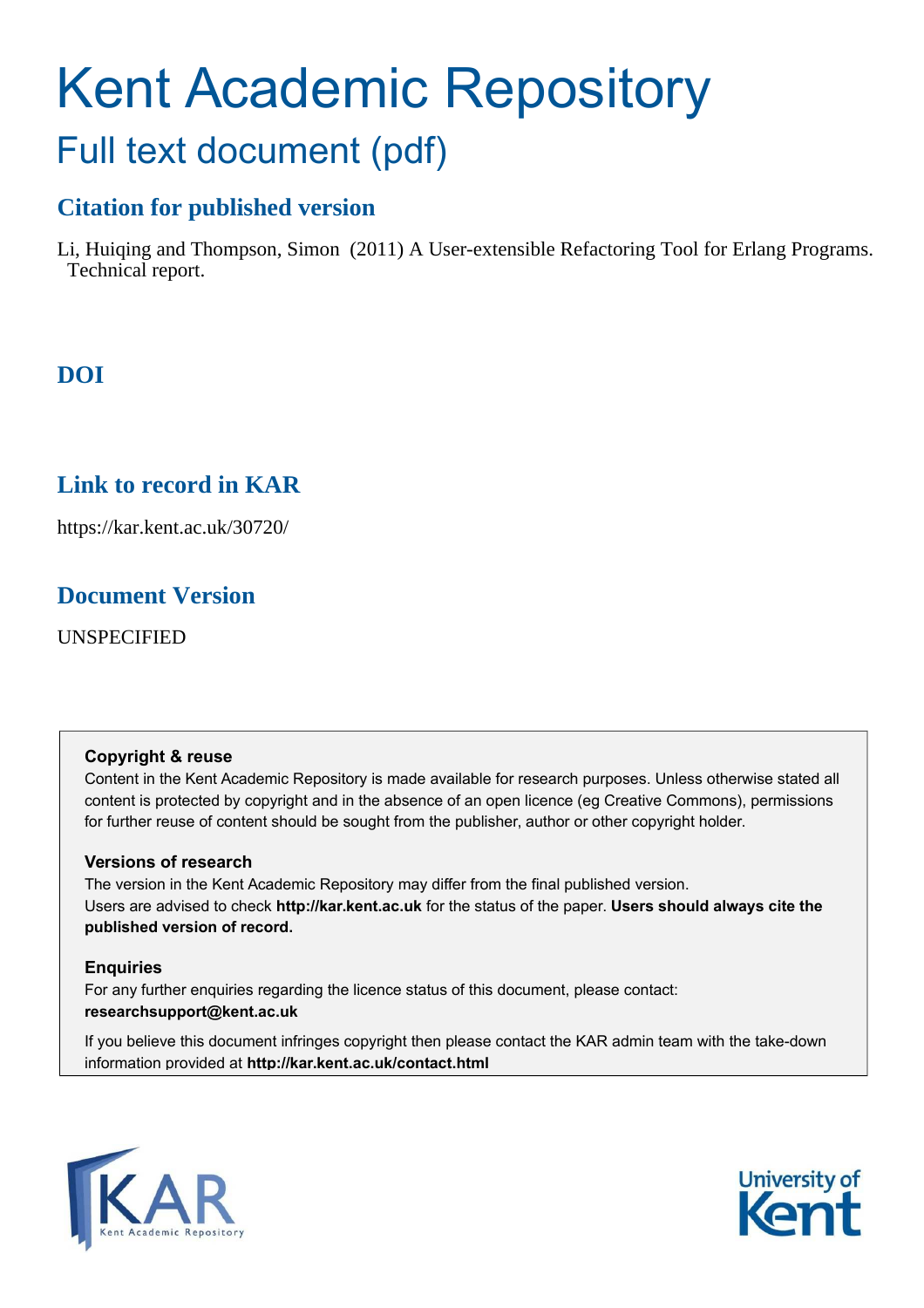# Kent Academic Repository

## Full text document (pdf)

### Citation for published version

Li, Huiqing and Thompson, Simon (2011) A User-extensible Refactoring Tool for Erlang Programs. Technical report.

### DOI

### Link to record in KAR

https://kar.kent.ac.uk/30720/

### Document Version

UNSPECIFIED

**Copyright & reuse**

Content in the Kent Academic Repository is made available for research purposes. Unless otherwise stated all content is protected by copyright and in the absence of an open licence (eg Creative Commons), permissions for further reuse of content should be sought from the publisher, author or other copyright holder.

**Versions of research**

The version in the Kent Academic Repository may differ from the final published version. Users are advised to check **http://kar.kent.ac.uk** for the status of the paper. **Users should always cite the published version of record.**

**Enquiries**

For any further enquiries regarding the licence status of this document, please contact: **researchsupport@kent.ac.uk**

If you believe this document infringes copyright then please contact the KAR admin team with the take-down information provided at **http://kar.kent.ac.uk/contact.html**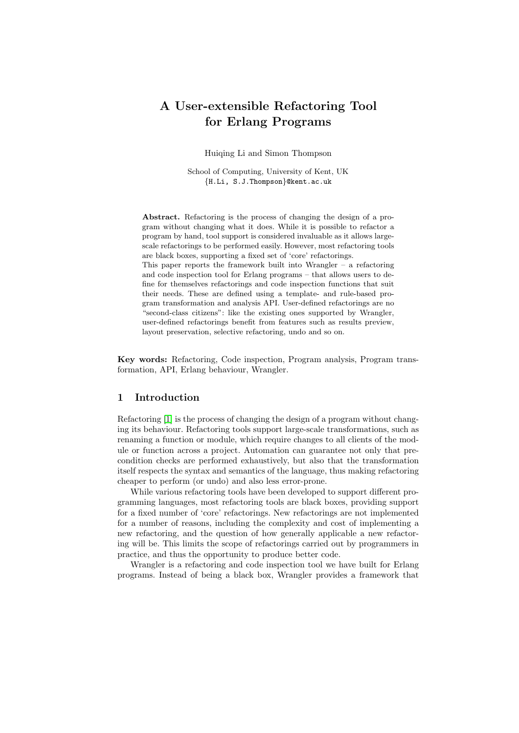# A User-extensible Refactoring Tool for Erlang Programs

Huiqing Li and Simon Thompson

School of Computing, University of Kent, UK
{H.Li, S.J.Thompson}@kent.ac.uk

**Abstract.** Refactoring is the process of changing the design of a program without changing what it does. While it is possible to refactor a program by hand, tool support is considered invaluable as it allows large-scale refactorings to be performed easily. However, most refactoring tools are black boxes, supporting a fixed set of 'core' refactorings.
This paper reports the framework built into Wrangler – a refactoring and code inspection tool for Erlang programs – that allows users to define for themselves refactorings and code inspection functions that suit their needs. These are defined using a template- and rule-based program transformation and analysis API. User-defined refactorings are no "second-class citizens": like the existing ones supported by Wrangler, user-defined refactorings benefit from features such as results preview, layout preservation, selective refactoring, undo and so on.

**Key words:** Refactoring, Code inspection, Program analysis, Program transformation, API, Erlang behaviour, Wrangler.

## 1 Introduction

Refactoring [1] is the process of changing the design of a program without changing its behaviour. Refactoring tools support large-scale transformations, such as renaming a function or module, which require changes to all clients of the module or function across a project. Automation can guarantee not only that precondition checks are performed exhaustively, but also that the transformation itself respects the syntax and semantics of the language, thus making refactoring cheaper to perform (or undo) and also less error-prone.

While various refactoring tools have been developed to support different programming languages, most refactoring tools are black boxes, providing support for a fixed number of 'core' refactorings. New refactorings are not implemented for a number of reasons, including the complexity and cost of implementing a new refactoring, and the question of how generally applicable a new refactoring will be. This limits the scope of refactorings carried out by programmers in practice, and thus the opportunity to produce better code.

Wrangler is a refactoring and code inspection tool we have built for Erlang programs. Instead of being a black box, Wrangler provides a framework that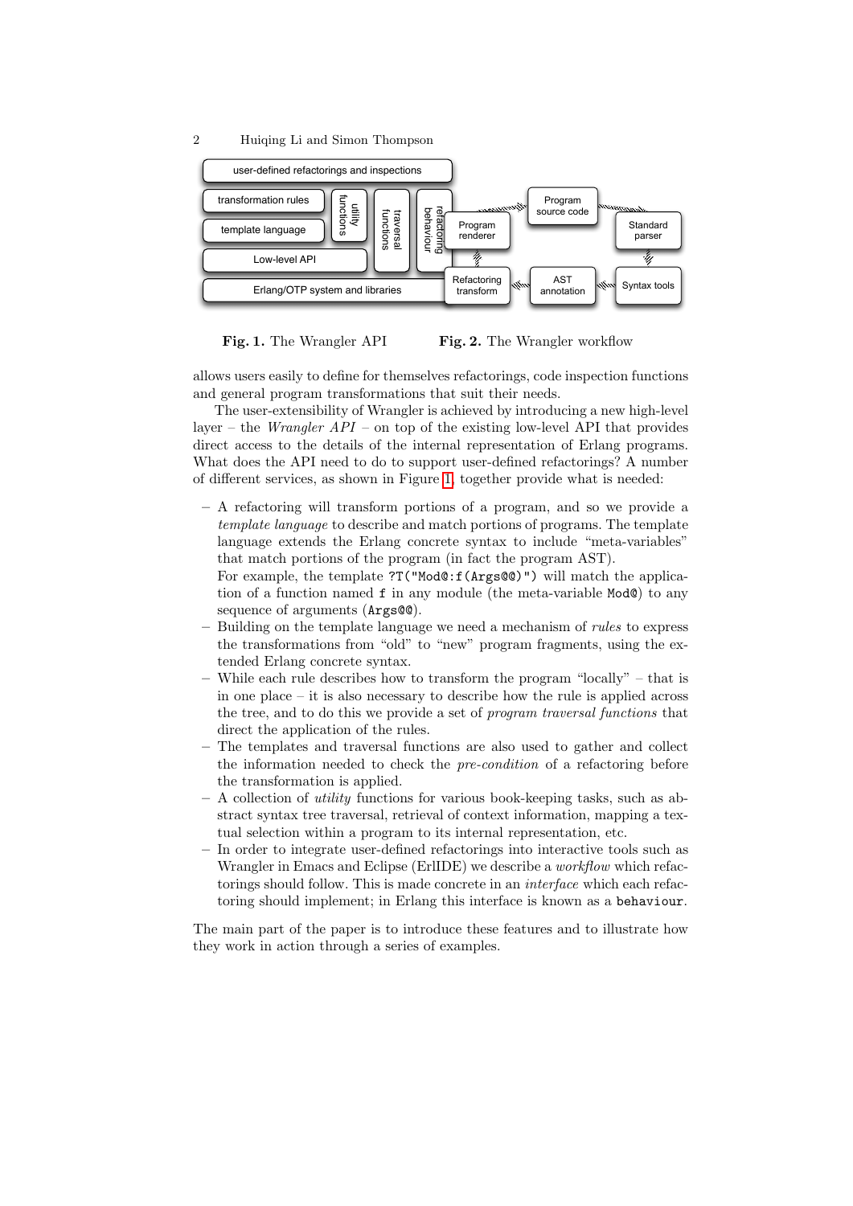Fig. 1. The Wrangler API

Fig. 2. The Wrangler workflow

allows users easily to define for themselves refactorings, code inspection functions and general program transformations that suit their needs.

The user-extensibility of Wrangler is achieved by introducing a new high-level layer – the *Wrangler API* – on top of the existing low-level API that provides direct access to the details of the internal representation of Erlang programs. What does the API need to do to support user-defined refactorings? A number of different services, as shown in Figure 1, together provide what is needed:

- A refactoring will transform portions of a program, and so we provide a *template language* to describe and match portions of programs. The template language extends the Erlang concrete syntax to include "meta-variables" that match portions of the program (in fact the program AST).
  For example, the template `?T("Mod@:f(Args@@)")` will match the application of a function named `f` in any module (the meta-variable `Mod@`) to any sequence of arguments (`Args@@`).
- Building on the template language we need a mechanism of *rules* to express the transformations from "old" to "new" program fragments, using the extended Erlang concrete syntax.
- While each rule describes how to transform the program "locally" – that is in one place – it is also necessary to describe how the rule is applied across the tree, and to do this we provide a set of *program traversal functions* that direct the application of the rules.
- The templates and traversal functions are also used to gather and collect the information needed to check the *pre-condition* of a refactoring before the transformation is applied.
- A collection of *utility* functions for various book-keeping tasks, such as abstract syntax tree traversal, retrieval of context information, mapping a textual selection within a program to its internal representation, etc.
- In order to integrate user-defined refactorings into interactive tools such as Wrangler in Emacs and Eclipse (ErlIDE) we describe a *workflow* which refactorings should follow. This is made concrete in an *interface* which each refactoring should implement; in Erlang this interface is known as a `behaviour`.

The main part of the paper is to introduce these features and to illustrate how they work in action through a series of examples.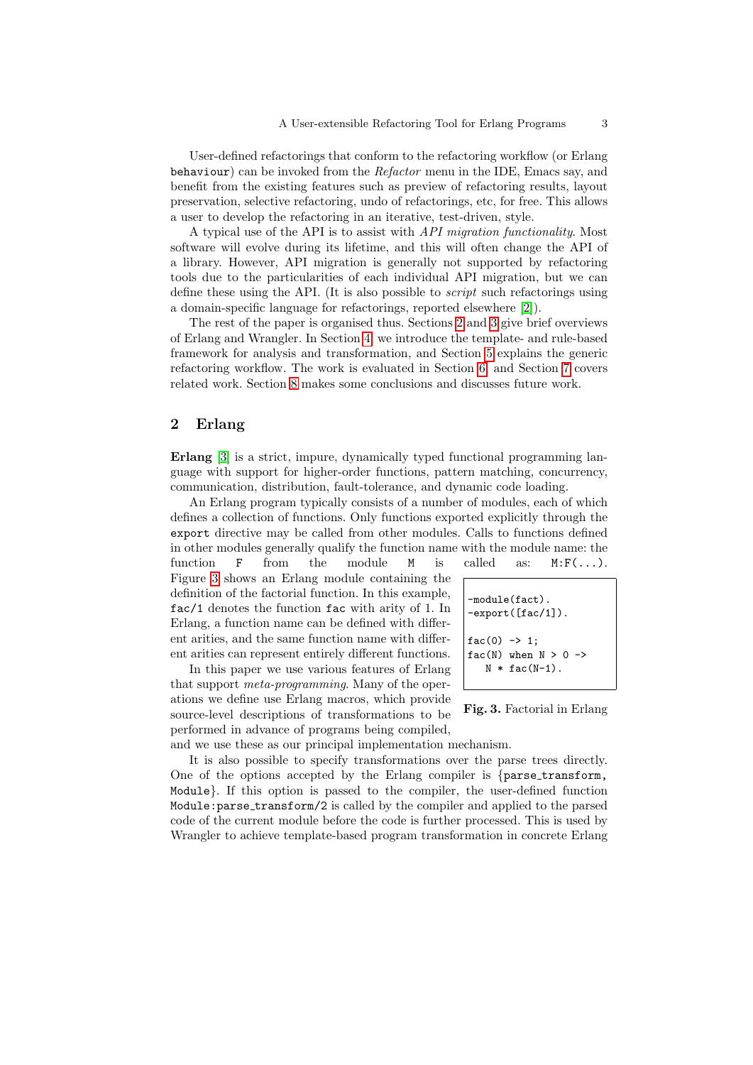User-defined refactorings that conform to the refactoring workflow (or Erlang `behaviour`) can be invoked from the *Refactor* menu in the IDE, Emacs say, and benefit from the existing features such as preview of refactoring results, layout preservation, selective refactoring, undo of refactorings, etc, for free. This allows a user to develop the refactoring in an iterative, test-driven, style.

A typical use of the API is to assist with *API migration functionality*. Most software will evolve during its lifetime, and this will often change the API of a library. However, API migration is generally not supported by refactoring tools due to the particularities of each individual API migration, but we can define these using the API. (It is also possible to *script* such refactorings using a domain-specific language for refactorings, reported elsewhere [2]).

The rest of the paper is organised thus. Sections 2 and 3 give brief overviews of Erlang and Wrangler. In Section 4, we introduce the template- and rule-based framework for analysis and transformation, and Section 5 explains the generic refactoring workflow. The work is evaluated in Section 6, and Section 7 covers related work. Section 8 makes some conclusions and discusses future work.

## 2 Erlang

**Erlang** [3] is a strict, impure, dynamically typed functional programming language with support for higher-order functions, pattern matching, concurrency, communication, distribution, fault-tolerance, and dynamic code loading.

An Erlang program typically consists of a number of modules, each of which defines a collection of functions. Only functions exported explicitly through the `export` directive may be called from other modules. Calls to functions defined in other modules generally qualify the function name with the module name: the function `F` from the module `M` is called as: `M:F(...)`. Figure 3 shows an Erlang module containing the definition of the factorial function. In this example, `fac/1` denotes the function `fac` with arity of 1. In Erlang, a function name can be defined with different arities, and the same function name with different arities can represent entirely different functions.

```
-module(fact).
-export([fac/1]).

fac(0) -> 1;
fac(N) when N > 0 ->
   N * fac(N-1).
```

**Fig. 3.** Factorial in Erlang

In this paper we use various features of Erlang that support *meta-programming*. Many of the operations we define use Erlang macros, which provide source-level descriptions of transformations to be performed in advance of programs being compiled, and we use these as our principal implementation mechanism.

It is also possible to specify transformations over the parse trees directly. One of the options accepted by the Erlang compiler is {`parse_transform, Module`}. If this option is passed to the compiler, the user-defined function `Module:parse_transform/2` is called by the compiler and applied to the parsed code of the current module before the code is further processed. This is used by Wrangler to achieve template-based program transformation in concrete Erlang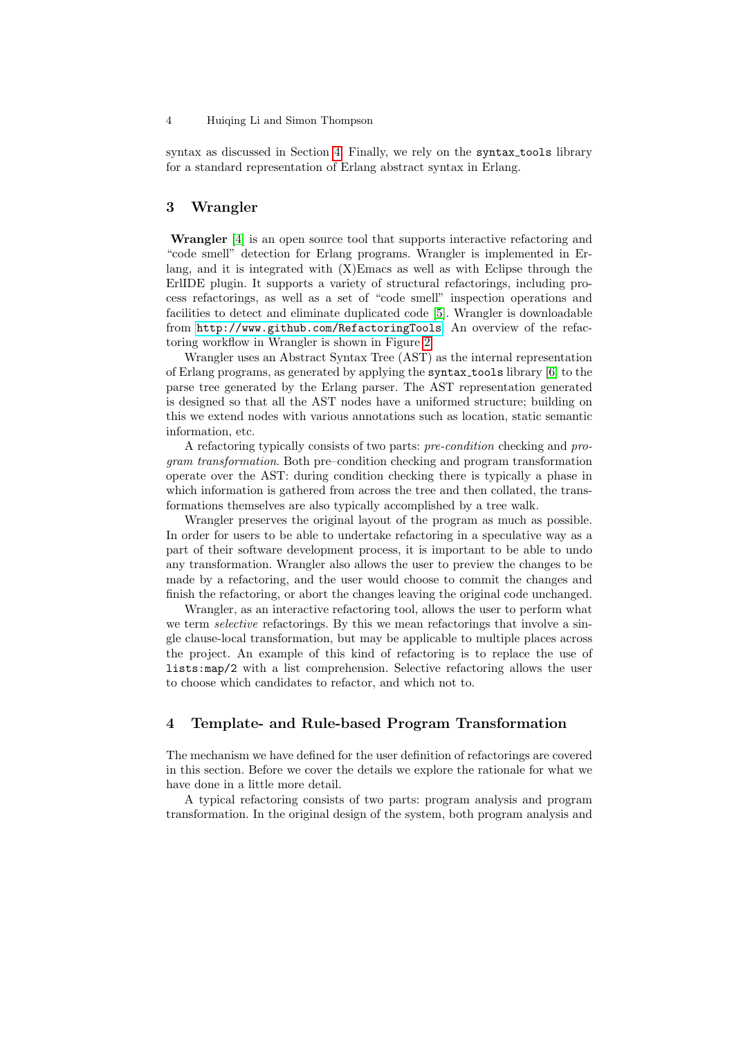syntax as discussed in Section 4. Finally, we rely on the `syntax_tools` library for a standard representation of Erlang abstract syntax in Erlang.

## 3 Wrangler

**Wrangler** [4] is an open source tool that supports interactive refactoring and "code smell" detection for Erlang programs. Wrangler is implemented in Erlang, and it is integrated with (X)Emacs as well as with Eclipse through the ErlIDE plugin. It supports a variety of structural refactorings, including process refactorings, as well as a set of "code smell" inspection operations and facilities to detect and eliminate duplicated code [5]. Wrangler is downloadable from http://www.github.com/RefactoringTools. An overview of the refactoring workflow in Wrangler is shown in Figure 2.

Wrangler uses an Abstract Syntax Tree (AST) as the internal representation of Erlang programs, as generated by applying the `syntax_tools` library [6] to the parse tree generated by the Erlang parser. The AST representation generated is designed so that all the AST nodes have a uniformed structure; building on this we extend nodes with various annotations such as location, static semantic information, etc.

A refactoring typically consists of two parts: *pre-condition* checking and *program transformation*. Both pre–condition checking and program transformation operate over the AST: during condition checking there is typically a phase in which information is gathered from across the tree and then collated, the transformations themselves are also typically accomplished by a tree walk.

Wrangler preserves the original layout of the program as much as possible. In order for users to be able to undertake refactoring in a speculative way as a part of their software development process, it is important to be able to undo any transformation. Wrangler also allows the user to preview the changes to be made by a refactoring, and the user would choose to commit the changes and finish the refactoring, or abort the changes leaving the original code unchanged.

Wrangler, as an interactive refactoring tool, allows the user to perform what we term *selective* refactorings. By this we mean refactorings that involve a single clause-local transformation, but may be applicable to multiple places across the project. An example of this kind of refactoring is to replace the use of `lists:map/2` with a list comprehension. Selective refactoring allows the user to choose which candidates to refactor, and which not to.

## 4 Template- and Rule-based Program Transformation

The mechanism we have defined for the user definition of refactorings are covered in this section. Before we cover the details we explore the rationale for what we have done in a little more detail.

A typical refactoring consists of two parts: program analysis and program transformation. In the original design of the system, both program analysis and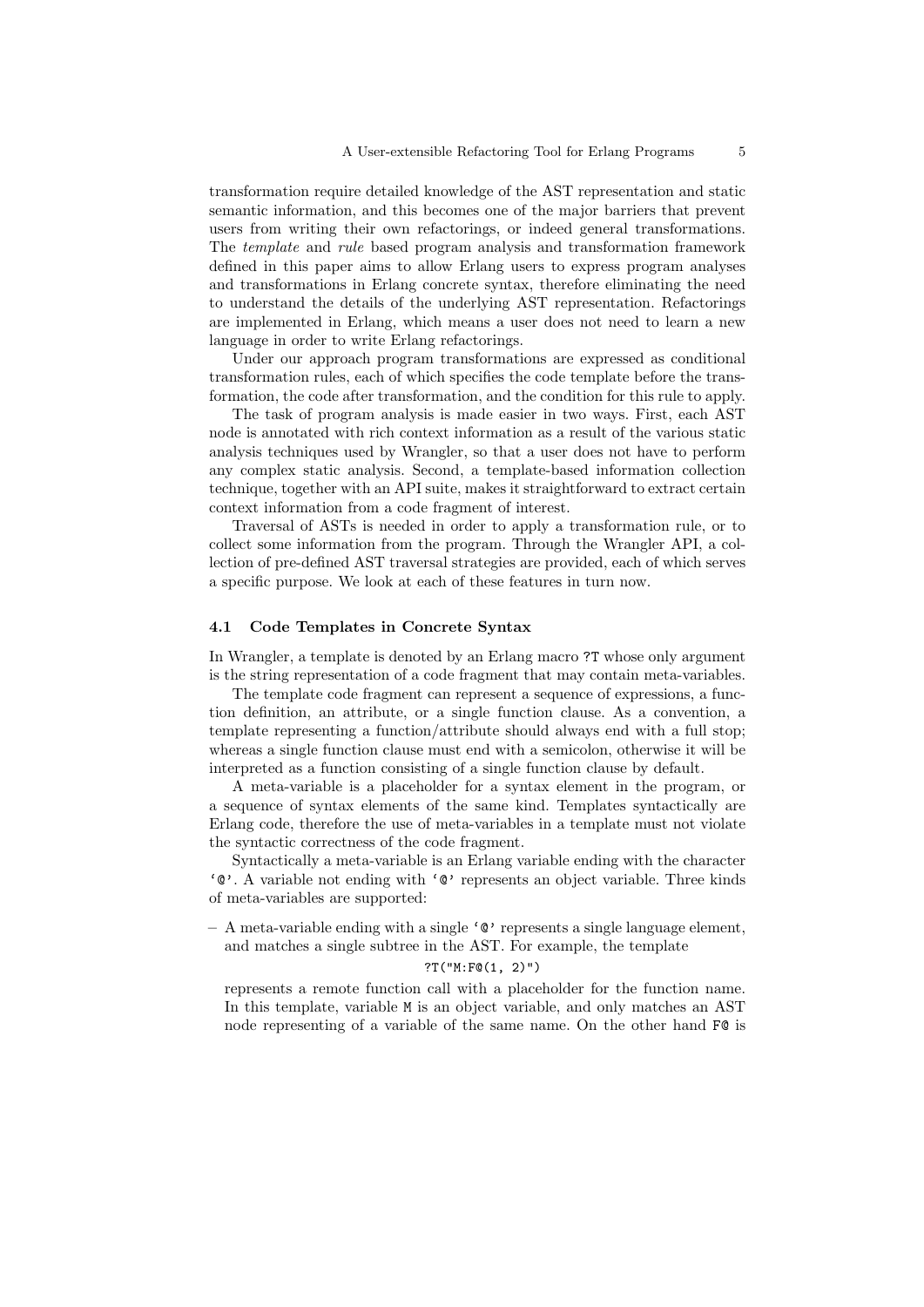transformation require detailed knowledge of the AST representation and static semantic information, and this becomes one of the major barriers that prevent users from writing their own refactorings, or indeed general transformations. The *template* and *rule* based program analysis and transformation framework defined in this paper aims to allow Erlang users to express program analyses and transformations in Erlang concrete syntax, therefore eliminating the need to understand the details of the underlying AST representation. Refactorings are implemented in Erlang, which means a user does not need to learn a new language in order to write Erlang refactorings.

Under our approach program transformations are expressed as conditional transformation rules, each of which specifies the code template before the transformation, the code after transformation, and the condition for this rule to apply.

The task of program analysis is made easier in two ways. First, each AST node is annotated with rich context information as a result of the various static analysis techniques used by Wrangler, so that a user does not have to perform any complex static analysis. Second, a template-based information collection technique, together with an API suite, makes it straightforward to extract certain context information from a code fragment of interest.

Traversal of ASTs is needed in order to apply a transformation rule, or to collect some information from the program. Through the Wrangler API, a collection of pre-defined AST traversal strategies are provided, each of which serves a specific purpose. We look at each of these features in turn now.

### 4.1 Code Templates in Concrete Syntax

In Wrangler, a template is denoted by an Erlang macro `?T` whose only argument is the string representation of a code fragment that may contain meta-variables.

The template code fragment can represent a sequence of expressions, a function definition, an attribute, or a single function clause. As a convention, a template representing a function/attribute should always end with a full stop; whereas a single function clause must end with a semicolon, otherwise it will be interpreted as a function consisting of a single function clause by default.

A meta-variable is a placeholder for a syntax element in the program, or a sequence of syntax elements of the same kind. Templates syntactically are Erlang code, therefore the use of meta-variables in a template must not violate the syntactic correctness of the code fragment.

Syntactically a meta-variable is an Erlang variable ending with the character '`@`'. A variable not ending with '`@`' represents an object variable. Three kinds of meta-variables are supported:

– A meta-variable ending with a single '`@`' represents a single language element, and matches a single subtree in the AST. For example, the template

```
?T("M:F@(1, 2)")
```

represents a remote function call with a placeholder for the function name. In this template, variable `M` is an object variable, and only matches an AST node representing of a variable of the same name. On the other hand `F@` is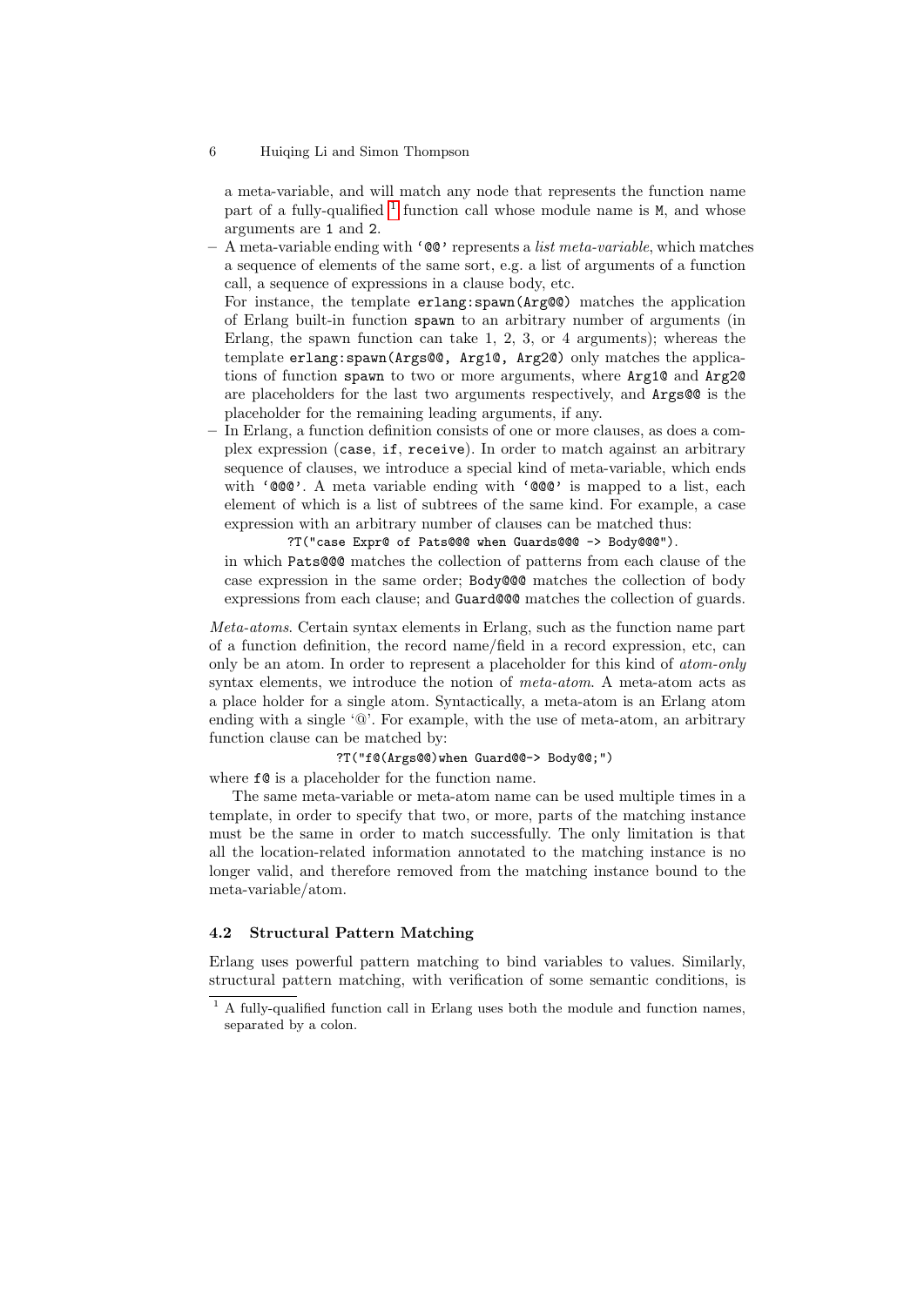a meta-variable, and will match any node that represents the function name part of a fully-qualified [1] function call whose module name is `M`, and whose arguments are `1` and `2`.

- A meta-variable ending with `'@@'` represents a *list meta-variable*, which matches a sequence of elements of the same sort, e.g. a list of arguments of a function call, a sequence of expressions in a clause body, etc.
  For instance, the template `erlang:spawn(Arg@@)` matches the application of Erlang built-in function `spawn` to an arbitrary number of arguments (in Erlang, the spawn function can take 1, 2, 3, or 4 arguments); whereas the template `erlang:spawn(Args@@, Arg1@, Arg2@)` only matches the applications of function `spawn` to two or more arguments, where `Arg1@` and `Arg2@` are placeholders for the last two arguments respectively, and `Args@@` is the placeholder for the remaining leading arguments, if any.
- In Erlang, a function definition consists of one or more clauses, as does a complex expression (`case`, `if`, `receive`). In order to match against an arbitrary sequence of clauses, we introduce a special kind of meta-variable, which ends with `'@@@'`. A meta variable ending with `'@@@'` is mapped to a list, each element of which is a list of subtrees of the same kind. For example, a case expression with an arbitrary number of clauses can be matched thus:

```
?T("case Expr@ of Pats@@@ when Guards@@@ -> Body@@@").
```

  in which `Pats@@@` matches the collection of patterns from each clause of the case expression in the same order; `Body@@@` matches the collection of body expressions from each clause; and `Guard@@@` matches the collection of guards.

*Meta-atoms.* Certain syntax elements in Erlang, such as the function name part of a function definition, the record name/field in a record expression, etc, can only be an atom. In order to represent a placeholder for this kind of *atom-only* syntax elements, we introduce the notion of *meta-atom*. A meta-atom acts as a place holder for a single atom. Syntactically, a meta-atom is an Erlang atom ending with a single '@'. For example, with the use of meta-atom, an arbitrary function clause can be matched by:

```
?T("f@(Args@@)when Guard@@-> Body@@;")
```

where `f@` is a placeholder for the function name.

The same meta-variable or meta-atom name can be used multiple times in a template, in order to specify that two, or more, parts of the matching instance must be the same in order to match successfully. The only limitation is that all the location-related information annotated to the matching instance is no longer valid, and therefore removed from the matching instance bound to the meta-variable/atom.

### 4.2 Structural Pattern Matching

Erlang uses powerful pattern matching to bind variables to values. Similarly, structural pattern matching, with verification of some semantic conditions, is

[1] A fully-qualified function call in Erlang uses both the module and function names, separated by a colon.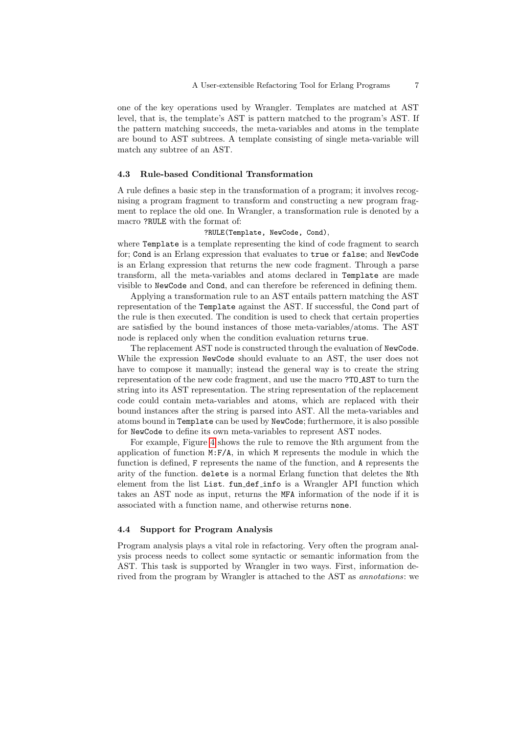one of the key operations used by Wrangler. Templates are matched at AST level, that is, the template's AST is pattern matched to the program's AST. If the pattern matching succeeds, the meta-variables and atoms in the template are bound to AST subtrees. A template consisting of single meta-variable will match any subtree of an AST.

### 4.3 Rule-based Conditional Transformation

A rule defines a basic step in the transformation of a program; it involves recognising a program fragment to transform and constructing a new program fragment to replace the old one. In Wrangler, a transformation rule is denoted by a macro `?RULE` with the format of:

```
?RULE(Template, NewCode, Cond),
```

where `Template` is a template representing the kind of code fragment to search for; `Cond` is an Erlang expression that evaluates to `true` or `false`; and `NewCode` is an Erlang expression that returns the new code fragment. Through a parse transform, all the meta-variables and atoms declared in `Template` are made visible to `NewCode` and `Cond`, and can therefore be referenced in defining them.

Applying a transformation rule to an AST entails pattern matching the AST representation of the `Template` against the AST. If successful, the `Cond` part of the rule is then executed. The condition is used to check that certain properties are satisfied by the bound instances of those meta-variables/atoms. The AST node is replaced only when the condition evaluation returns `true`.

The replacement AST node is constructed through the evaluation of `NewCode`. While the expression `NewCode` should evaluate to an AST, the user does not have to compose it manually; instead the general way is to create the string representation of the new code fragment, and use the macro `?TO_AST` to turn the string into its AST representation. The string representation of the replacement code could contain meta-variables and atoms, which are replaced with their bound instances after the string is parsed into AST. All the meta-variables and atoms bound in `Template` can be used by `NewCode`; furthermore, it is also possible for `NewCode` to define its own meta-variables to represent AST nodes.

For example, Figure 4 shows the rule to remove the `Nth` argument from the application of function `M:F/A`, in which `M` represents the module in which the function is defined, `F` represents the name of the function, and `A` represents the arity of the function. `delete` is a normal Erlang function that deletes the `Nth` element from the list `List`. `fun_def_info` is a Wrangler API function which takes an AST node as input, returns the `MFA` information of the node if it is associated with a function name, and otherwise returns `none`.

### 4.4 Support for Program Analysis

Program analysis plays a vital role in refactoring. Very often the program analysis process needs to collect some syntactic or semantic information from the AST. This task is supported by Wrangler in two ways. First, information derived from the program by Wrangler is attached to the AST as *annotations*: we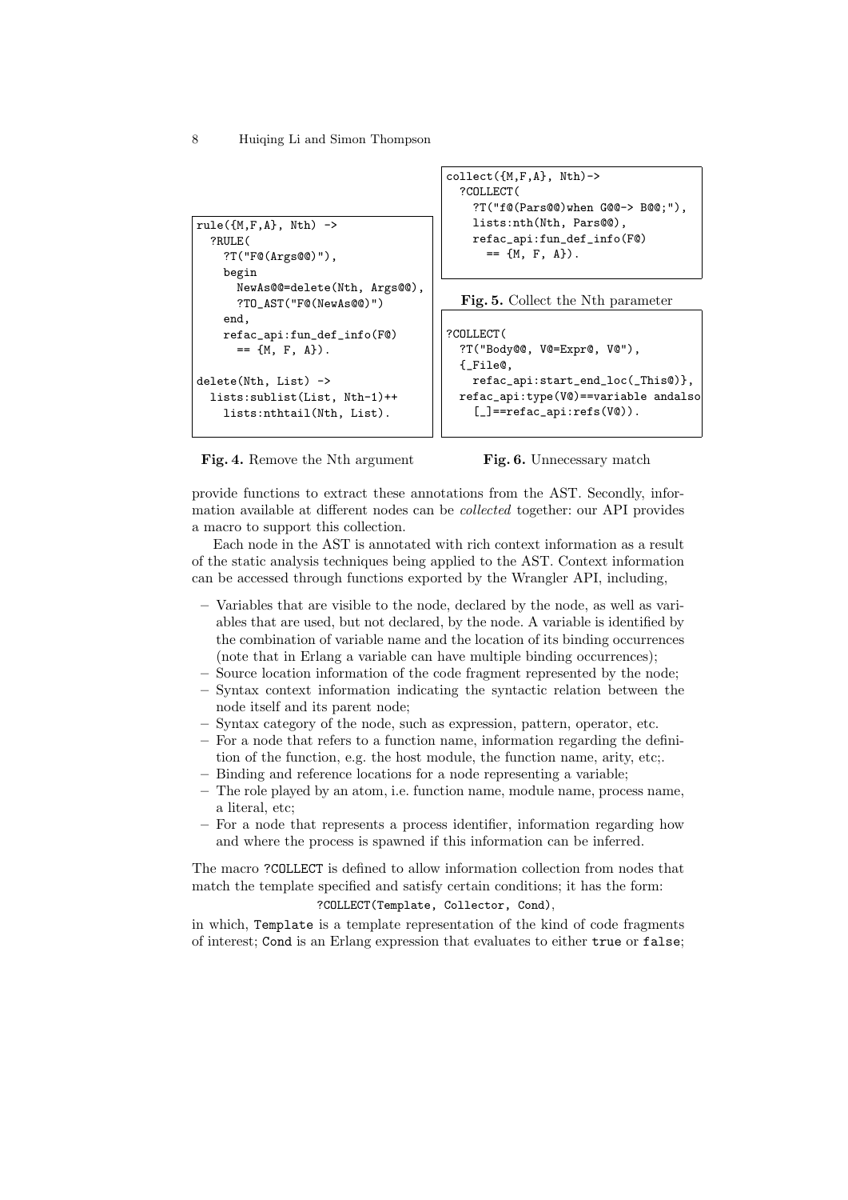```
rule({M,F,A}, Nth) ->
  ?RULE(
    ?T("F@(Args@@)"),
    begin
      NewAs@@=delete(Nth, Args@@),
      ?TO_AST("F@(NewAs@@)")
    end,
    refac_api:fun_def_info(F@)
      == {M, F, A}).

delete(Nth, List) ->
  lists:sublist(List, Nth-1)++
    lists:nthtail(Nth, List).
```

**Fig. 4.** Remove the Nth argument

```
collect({M,F,A}, Nth)->
  ?COLLECT(
    ?T("f@(Pars@@)when G@@-> B@@;"),
    lists:nth(Nth, Pars@@),
    refac_api:fun_def_info(F@)
      == {M, F, A}).
```

**Fig. 5.** Collect the Nth parameter

```
?COLLECT(
  ?T("Body@@, V@=Expr@, V@"),
  {_File@,
    refac_api:start_end_loc(_This@)},
  refac_api:type(V@)==variable andalso
    [_]==refac_api:refs(V@)).
```

**Fig. 6.** Unnecessary match

provide functions to extract these annotations from the AST. Secondly, information available at different nodes can be *collected* together: our API provides a macro to support this collection.

Each node in the AST is annotated with rich context information as a result of the static analysis techniques being applied to the AST. Context information can be accessed through functions exported by the Wrangler API, including,

- Variables that are visible to the node, declared by the node, as well as variables that are used, but not declared, by the node. A variable is identified by the combination of variable name and the location of its binding occurrences (note that in Erlang a variable can have multiple binding occurrences);
- Source location information of the code fragment represented by the node;
- Syntax context information indicating the syntactic relation between the node itself and its parent node;
- Syntax category of the node, such as expression, pattern, operator, etc.
- For a node that refers to a function name, information regarding the definition of the function, e.g. the host module, the function name, arity, etc;.
- Binding and reference locations for a node representing a variable;
- The role played by an atom, i.e. function name, module name, process name, a literal, etc;
- For a node that represents a process identifier, information regarding how and where the process is spawned if this information can be inferred.

The macro `?COLLECT` is defined to allow information collection from nodes that match the template specified and satisfy certain conditions; it has the form:

`?COLLECT(Template, Collector, Cond)`,

in which, `Template` is a template representation of the kind of code fragments of interest; `Cond` is an Erlang expression that evaluates to either `true` or `false`;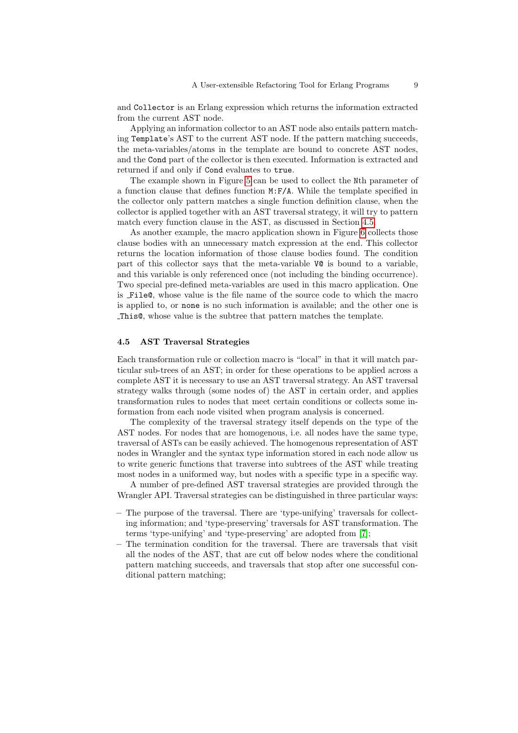and `Collector` is an Erlang expression which returns the information extracted from the current AST node.

Applying an information collector to an AST node also entails pattern matching `Template`'s AST to the current AST node. If the pattern matching succeeds, the meta-variables/atoms in the template are bound to concrete AST nodes, and the `Cond` part of the collector is then executed. Information is extracted and returned if and only if `Cond` evaluates to `true`.

The example shown in Figure 5 can be used to collect the `Nth` parameter of a function clause that defines function `M:F/A`. While the template specified in the collector only pattern matches a single function definition clause, when the collector is applied together with an AST traversal strategy, it will try to pattern match every function clause in the AST, as discussed in Section 4.5.

As another example, the macro application shown in Figure 6 collects those clause bodies with an unnecessary match expression at the end. This collector returns the location information of those clause bodies found. The condition part of this collector says that the meta-variable `V@` is bound to a variable, and this variable is only referenced once (not including the binding occurrence). Two special pre-defined meta-variables are used in this macro application. One is `_File@`, whose value is the file name of the source code to which the macro is applied to, or `none` is no such information is available; and the other one is `_This@`, whose value is the subtree that pattern matches the template.

### 4.5 AST Traversal Strategies

Each transformation rule or collection macro is "local" in that it will match particular sub-trees of an AST; in order for these operations to be applied across a complete AST it is necessary to use an AST traversal strategy. An AST traversal strategy walks through (some nodes of) the AST in certain order, and applies transformation rules to nodes that meet certain conditions or collects some information from each node visited when program analysis is concerned.

The complexity of the traversal strategy itself depends on the type of the AST nodes. For nodes that are homogenous, i.e. all nodes have the same type, traversal of ASTs can be easily achieved. The homogenous representation of AST nodes in Wrangler and the syntax type information stored in each node allow us to write generic functions that traverse into subtrees of the AST while treating most nodes in a uniformed way, but nodes with a specific type in a specific way.

A number of pre-defined AST traversal strategies are provided through the Wrangler API. Traversal strategies can be distinguished in three particular ways:

- The purpose of the traversal. There are 'type-unifying' traversals for collecting information; and 'type-preserving' traversals for AST transformation. The terms 'type-unifying' and 'type-preserving' are adopted from [7];
- The termination condition for the traversal. There are traversals that visit all the nodes of the AST, that are cut off below nodes where the conditional pattern matching succeeds, and traversals that stop after one successful conditional pattern matching;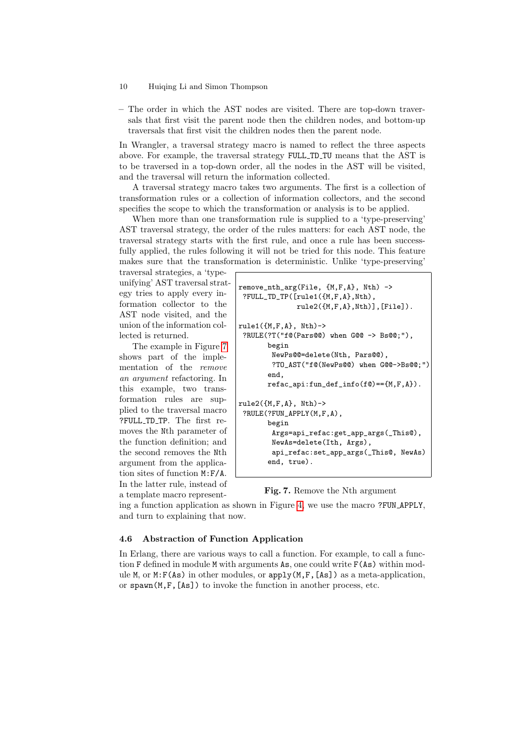– The order in which the AST nodes are visited. There are top-down traversals that first visit the parent node then the children nodes, and bottom-up traversals that first visit the children nodes then the parent node.

In Wrangler, a traversal strategy macro is named to reflect the three aspects above. For example, the traversal strategy FULL_TD_TU means that the AST is to be traversed in a top-down order, all the nodes in the AST will be visited, and the traversal will return the information collected.

A traversal strategy macro takes two arguments. The first is a collection of transformation rules or a collection of information collectors, and the second specifies the scope to which the transformation or analysis is to be applied.

When more than one transformation rule is supplied to a 'type-preserving' AST traversal strategy, the order of the rules matters: for each AST node, the traversal strategy starts with the first rule, and once a rule has been successfully applied, the rules following it will not be tried for this node. This feature makes sure that the transformation is deterministic. Unlike 'type-preserving' traversal strategies, a 'type-unifying' AST traversal strategy tries to apply every information collector to the AST node visited, and the union of the information collected is returned.

The example in Figure 7 shows part of the implementation of the *remove an argument* refactoring. In this example, two transformation rules are supplied to the traversal macro ?FULL_TD_TP. The first removes the Nth parameter of the function definition; and the second removes the Nth argument from the application sites of function M:F/A. In the latter rule, instead of a template macro representing a function application as shown in Figure 4, we use the macro ?FUN_APPLY, and turn to explaining that now.

```
remove_nth_arg(File, {M,F,A}, Nth) ->
 ?FULL_TD_TP([rule1({M,F,A},Nth),
              rule2({M,F,A},Nth)],[File]).

rule1({M,F,A}, Nth)->
 ?RULE(?T("f@(Pars@@) when G@@ -> Bs@@;"),
       begin
        NewPs@@=delete(Nth, Pars@@),
        ?TO_AST("f@(NewPs@@) when G@@->Bs@@;")
       end,
       refac_api:fun_def_info(f@)=={M,F,A}).

rule2({M,F,A}, Nth)->
 ?RULE(?FUN_APPLY(M,F,A),
       begin
        Args=api_refac:get_app_args(_This@),
        NewAs=delete(Ith, Args),
        api_refac:set_app_args(_This@, NewAs)
       end, true).
```

**Fig. 7.** Remove the Nth argument

### 4.6 Abstraction of Function Application

In Erlang, there are various ways to call a function. For example, to call a function F defined in module M with arguments As, one could write F(As) within module M, or M:F(As) in other modules, or apply(M,F,[As]) as a meta-application, or spawn(M,F,[As]) to invoke the function in another process, etc.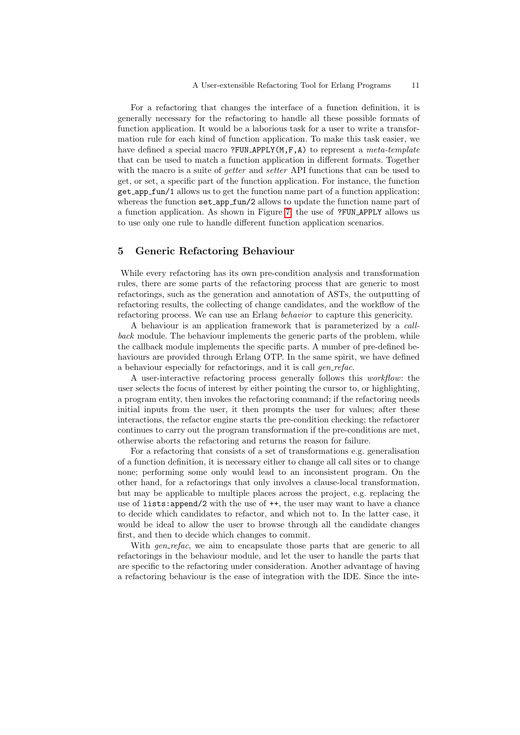For a refactoring that changes the interface of a function definition, it is generally necessary for the refactoring to handle all these possible formats of function application. It would be a laborious task for a user to write a transformation rule for each kind of function application. To make this task easier, we have defined a special macro `?FUN_APPLY(M,F,A)` to represent a *meta-template* that can be used to match a function application in different formats. Together with the macro is a suite of *getter* and *setter* API functions that can be used to get, or set, a specific part of the function application. For instance, the function `get_app_fun/1` allows us to get the function name part of a function application; whereas the function `set_app_fun/2` allows to update the function name part of a function application. As shown in Figure 7, the use of `?FUN_APPLY` allows us to use only one rule to handle different function application scenarios.

## 5 Generic Refactoring Behaviour

While every refactoring has its own pre-condition analysis and transformation rules, there are some parts of the refactoring process that are generic to most refactorings, such as the generation and annotation of ASTs, the outputting of refactoring results, the collecting of change candidates, and the workflow of the refactoring process. We can use an Erlang *behavior* to capture this genericity.

A behaviour is an application framework that is parameterized by a *callback* module. The behaviour implements the generic parts of the problem, while the callback module implements the specific parts. A number of pre-defined behaviours are provided through Erlang OTP. In the same spirit, we have defined a behaviour especially for refactorings, and it is call *gen_refac*.

A user-interactive refactoring process generally follows this *workflow*: the user selects the focus of interest by either pointing the cursor to, or highlighting, a program entity, then invokes the refactoring command; if the refactoring needs initial inputs from the user, it then prompts the user for values; after these interactions, the refactor engine starts the pre-condition checking; the refactorer continues to carry out the program transformation if the pre-conditions are met, otherwise aborts the refactoring and returns the reason for failure.

For a refactoring that consists of a set of transformations e.g. generalisation of a function definition, it is necessary either to change all call sites or to change none; performing some only would lead to an inconsistent program. On the other hand, for a refactorings that only involves a clause-local transformation, but may be applicable to multiple places across the project, e.g. replacing the use of `lists:append/2` with the use of `++`, the user may want to have a chance to decide which candidates to refactor, and which not to. In the latter case, it would be ideal to allow the user to browse through all the candidate changes first, and then to decide which changes to commit.

With *gen_refac*, we aim to encapsulate those parts that are generic to all refactorings in the behaviour module, and let the user to handle the parts that are specific to the refactoring under consideration. Another advantage of having a refactoring behaviour is the ease of integration with the IDE. Since the inte-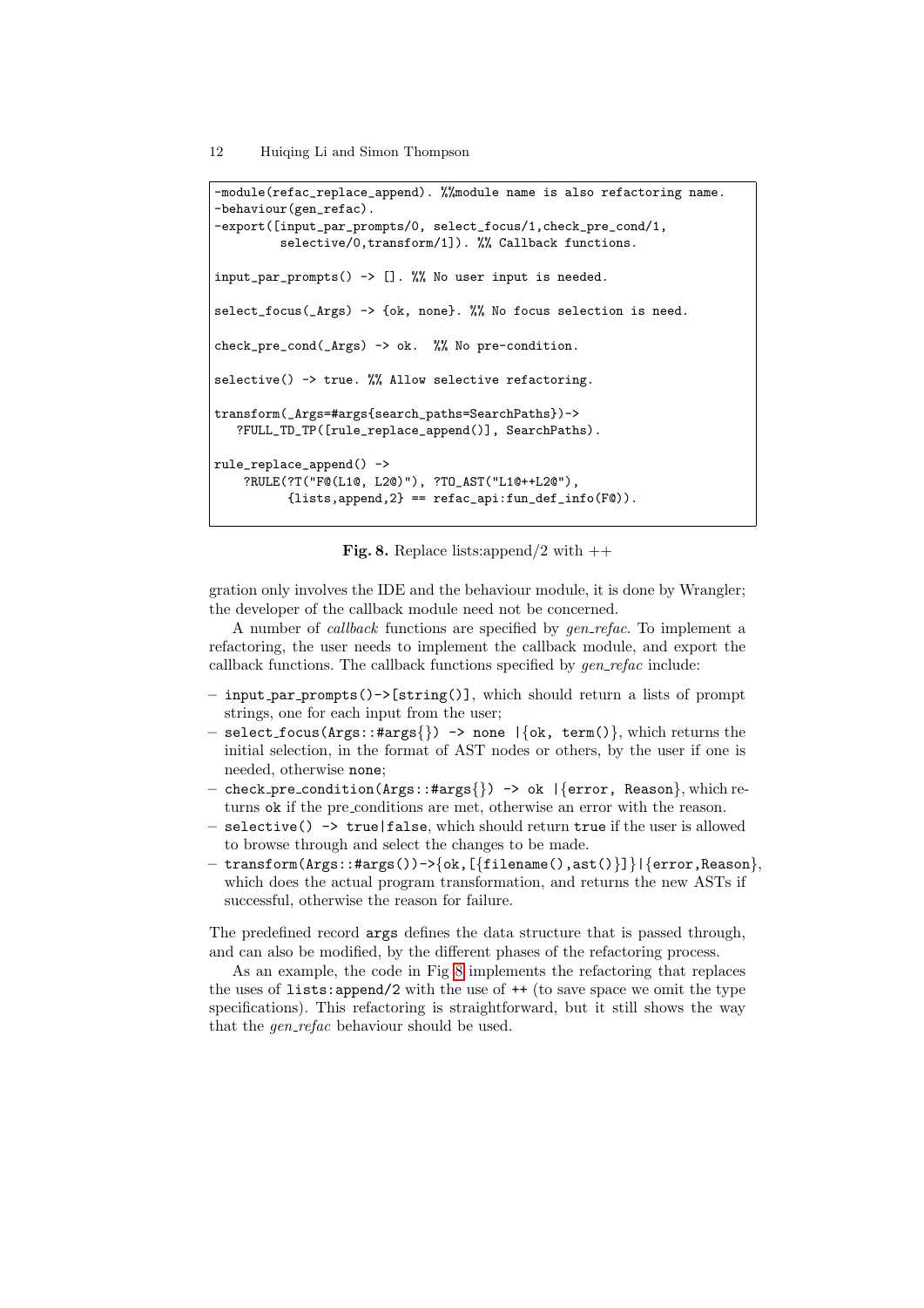```
-module(refac_replace_append). %%module name is also refactoring name.
-behaviour(gen_refac).
-export([input_par_prompts/0, select_focus/1,check_pre_cond/1,
         selective/0,transform/1]). %% Callback functions.

input_par_prompts() -> []. %% No user input is needed.

select_focus(_Args) -> {ok, none}. %% No focus selection is need.

check_pre_cond(_Args) -> ok.  %% No pre-condition.

selective() -> true. %% Allow selective refactoring.

transform(_Args=#args{search_paths=SearchPaths})->
   ?FULL_TD_TP([rule_replace_append()], SearchPaths).

rule_replace_append() ->
    ?RULE(?T("F@(L1@, L2@)"), ?TO_AST("L1@++L2@"),
          {lists,append,2} == refac_api:fun_def_info(F@)).
```

**Fig. 8.** Replace lists:append/2 with ++

gration only involves the IDE and the behaviour module, it is done by Wrangler; the developer of the callback module need not be concerned.

A number of *callback* functions are specified by *gen_refac*. To implement a refactoring, the user needs to implement the callback module, and export the callback functions. The callback functions specified by *gen_refac* include:

- `input_par_prompts()->[string()]`, which should return a lists of prompt strings, one for each input from the user;
- `select_focus(Args::#args{}) -> none |{ok, term()}`, which returns the initial selection, in the format of AST nodes or others, by the user if one is needed, otherwise `none`;
- `check_pre_condition(Args::#args{}) -> ok |{error, Reason}`, which returns `ok` if the pre_conditions are met, otherwise an error with the reason.
- `selective() -> true|false`, which should return `true` if the user is allowed to browse through and select the changes to be made.
- `transform(Args::#args())->{ok,[{filename(),ast()}]}|{error,Reason}`, which does the actual program transformation, and returns the new ASTs if successful, otherwise the reason for failure.

The predefined record `args` defines the data structure that is passed through, and can also be modified, by the different phases of the refactoring process.

As an example, the code in Fig 8 implements the refactoring that replaces the uses of `lists:append/2` with the use of `++` (to save space we omit the type specifications). This refactoring is straightforward, but it still shows the way that the *gen_refac* behaviour should be used.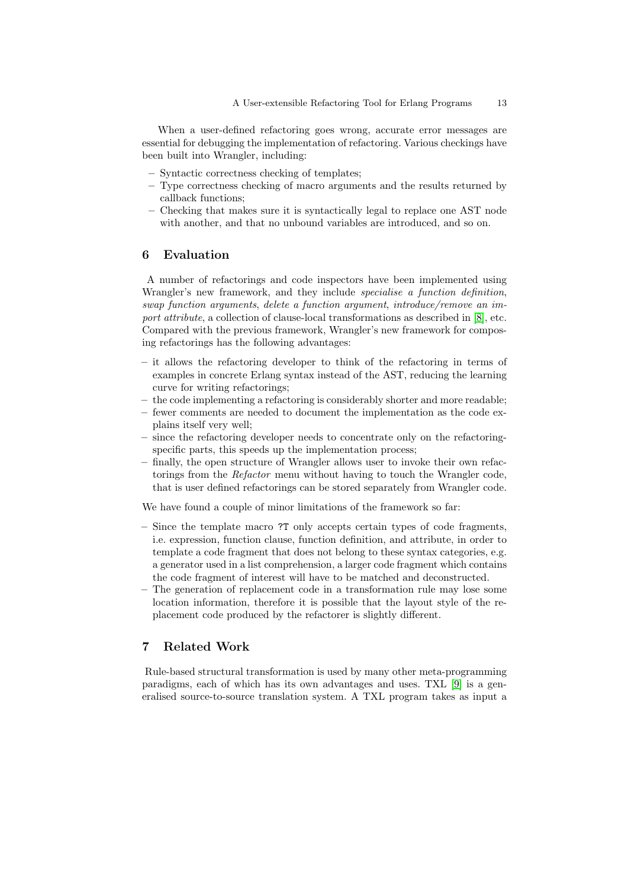When a user-defined refactoring goes wrong, accurate error messages are essential for debugging the implementation of refactoring. Various checkings have been built into Wrangler, including:

- Syntactic correctness checking of templates;
- Type correctness checking of macro arguments and the results returned by callback functions;
- Checking that makes sure it is syntactically legal to replace one AST node with another, and that no unbound variables are introduced, and so on.

## 6 Evaluation

A number of refactorings and code inspectors have been implemented using Wrangler's new framework, and they include *specialise a function definition*, *swap function arguments*, *delete a function argument*, *introduce/remove an import attribute*, a collection of clause-local transformations as described in [8], etc. Compared with the previous framework, Wrangler's new framework for composing refactorings has the following advantages:

- it allows the refactoring developer to think of the refactoring in terms of examples in concrete Erlang syntax instead of the AST, reducing the learning curve for writing refactorings;
- the code implementing a refactoring is considerably shorter and more readable;
- fewer comments are needed to document the implementation as the code explains itself very well;
- since the refactoring developer needs to concentrate only on the refactoring-specific parts, this speeds up the implementation process;
- finally, the open structure of Wrangler allows user to invoke their own refactorings from the *Refactor* menu without having to touch the Wrangler code, that is user defined refactorings can be stored separately from Wrangler code.

We have found a couple of minor limitations of the framework so far:

- Since the template macro `?T` only accepts certain types of code fragments, i.e. expression, function clause, function definition, and attribute, in order to template a code fragment that does not belong to these syntax categories, e.g. a generator used in a list comprehension, a larger code fragment which contains the code fragment of interest will have to be matched and deconstructed.
- The generation of replacement code in a transformation rule may lose some location information, therefore it is possible that the layout style of the replacement code produced by the refactorer is slightly different.

## 7 Related Work

Rule-based structural transformation is used by many other meta-programming paradigms, each of which has its own advantages and uses. TXL [9] is a generalised source-to-source translation system. A TXL program takes as input a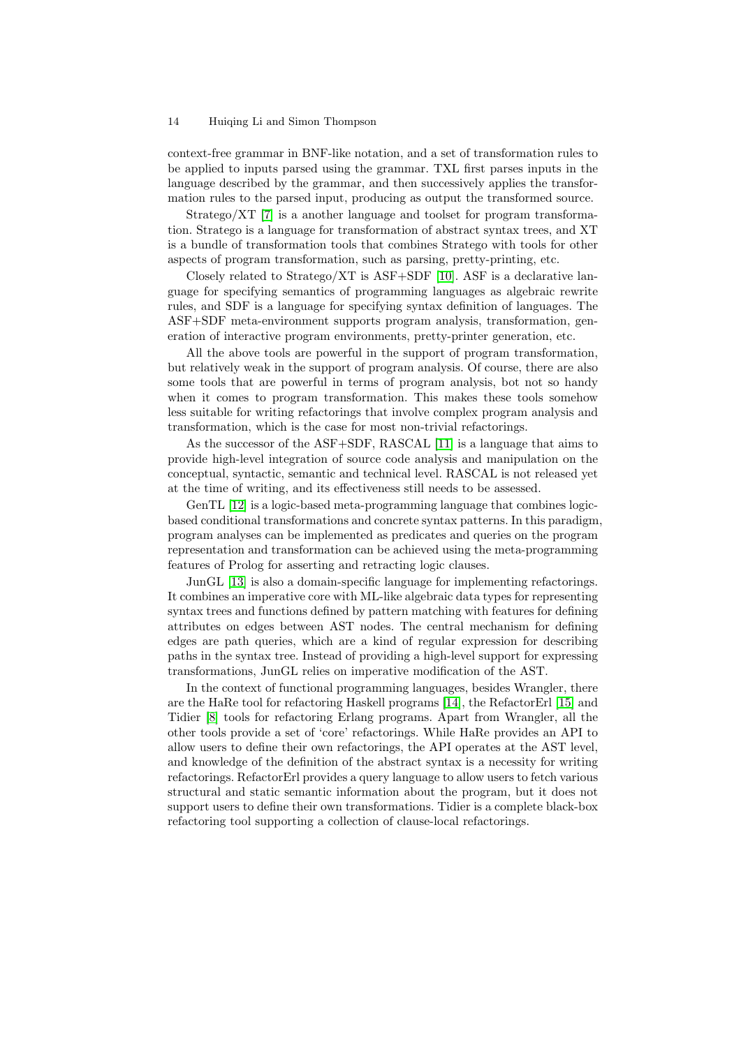context-free grammar in BNF-like notation, and a set of transformation rules to be applied to inputs parsed using the grammar. TXL first parses inputs in the language described by the grammar, and then successively applies the transformation rules to the parsed input, producing as output the transformed source.

Stratego/XT [7] is a another language and toolset for program transformation. Stratego is a language for transformation of abstract syntax trees, and XT is a bundle of transformation tools that combines Stratego with tools for other aspects of program transformation, such as parsing, pretty-printing, etc.

Closely related to Stratego/XT is ASF+SDF [10]. ASF is a declarative language for specifying semantics of programming languages as algebraic rewrite rules, and SDF is a language for specifying syntax definition of languages. The ASF+SDF meta-environment supports program analysis, transformation, generation of interactive program environments, pretty-printer generation, etc.

All the above tools are powerful in the support of program transformation, but relatively weak in the support of program analysis. Of course, there are also some tools that are powerful in terms of program analysis, bot not so handy when it comes to program transformation. This makes these tools somehow less suitable for writing refactorings that involve complex program analysis and transformation, which is the case for most non-trivial refactorings.

As the successor of the ASF+SDF, RASCAL [11] is a language that aims to provide high-level integration of source code analysis and manipulation on the conceptual, syntactic, semantic and technical level. RASCAL is not released yet at the time of writing, and its effectiveness still needs to be assessed.

GenTL [12] is a logic-based meta-programming language that combines logic-based conditional transformations and concrete syntax patterns. In this paradigm, program analyses can be implemented as predicates and queries on the program representation and transformation can be achieved using the meta-programming features of Prolog for asserting and retracting logic clauses.

JunGL [13] is also a domain-specific language for implementing refactorings. It combines an imperative core with ML-like algebraic data types for representing syntax trees and functions defined by pattern matching with features for defining attributes on edges between AST nodes. The central mechanism for defining edges are path queries, which are a kind of regular expression for describing paths in the syntax tree. Instead of providing a high-level support for expressing transformations, JunGL relies on imperative modification of the AST.

In the context of functional programming languages, besides Wrangler, there are the HaRe tool for refactoring Haskell programs [14], the RefactorErl [15] and Tidier [8] tools for refactoring Erlang programs. Apart from Wrangler, all the other tools provide a set of 'core' refactorings. While HaRe provides an API to allow users to define their own refactorings, the API operates at the AST level, and knowledge of the definition of the abstract syntax is a necessity for writing refactorings. RefactorErl provides a query language to allow users to fetch various structural and static semantic information about the program, but it does not support users to define their own transformations. Tidier is a complete black-box refactoring tool supporting a collection of clause-local refactorings.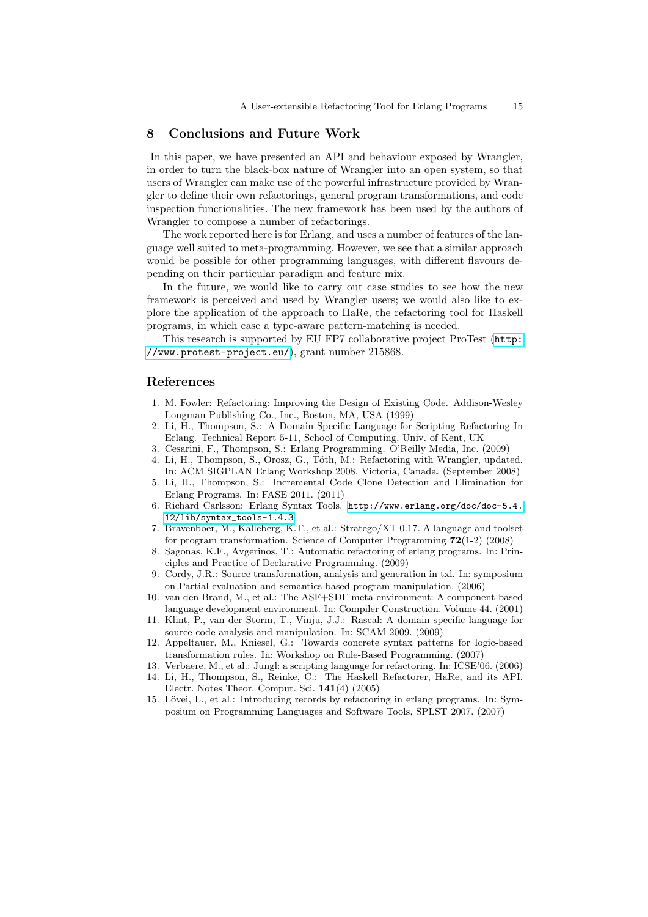## 8 Conclusions and Future Work

In this paper, we have presented an API and behaviour exposed by Wrangler, in order to turn the black-box nature of Wrangler into an open system, so that users of Wrangler can make use of the powerful infrastructure provided by Wrangler to define their own refactorings, general program transformations, and code inspection functionalities. The new framework has been used by the authors of Wrangler to compose a number of refactorings.

The work reported here is for Erlang, and uses a number of features of the language well suited to meta-programming. However, we see that a similar approach would be possible for other programming languages, with different flavours depending on their particular paradigm and feature mix.

In the future, we would like to carry out case studies to see how the new framework is perceived and used by Wrangler users; we would also like to explore the application of the approach to HaRe, the refactoring tool for Haskell programs, in which case a type-aware pattern-matching is needed.

This research is supported by EU FP7 collaborative project ProTest (http://www.protest-project.eu/), grant number 215868.

## References

1. M. Fowler: Refactoring: Improving the Design of Existing Code. Addison-Wesley Longman Publishing Co., Inc., Boston, MA, USA (1999)
2. Li, H., Thompson, S.: A Domain-Specific Language for Scripting Refactoring In Erlang. Technical Report 5-11, School of Computing, Univ. of Kent, UK
3. Cesarini, F., Thompson, S.: Erlang Programming. O'Reilly Media, Inc. (2009)
4. Li, H., Thompson, S., Orosz, G., Töth, M.: Refactoring with Wrangler, updated. In: ACM SIGPLAN Erlang Workshop 2008, Victoria, Canada. (September 2008)
5. Li, H., Thompson, S.: Incremental Code Clone Detection and Elimination for Erlang Programs. In: FASE 2011. (2011)
6. Richard Carlsson: Erlang Syntax Tools. http://www.erlang.org/doc/doc-5.4.12/lib/syntax_tools-1.4.3
7. Bravenboer, M., Kalleberg, K.T., et al.: Stratego/XT 0.17. A language and toolset for program transformation. Science of Computer Programming **72**(1-2) (2008)
8. Sagonas, K.F., Avgerinos, T.: Automatic refactoring of erlang programs. In: Principles and Practice of Declarative Programming. (2009)
9. Cordy, J.R.: Source transformation, analysis and generation in txl. In: symposium on Partial evaluation and semantics-based program manipulation. (2006)
10. van den Brand, M., et al.: The ASF+SDF meta-environment: A component-based language development environment. In: Compiler Construction. Volume 44. (2001)
11. Klint, P., van der Storm, T., Vinju, J.J.: Rascal: A domain specific language for source code analysis and manipulation. In: SCAM 2009. (2009)
12. Appeltauer, M., Kniesel, G.: Towards concrete syntax patterns for logic-based transformation rules. In: Workshop on Rule-Based Programming. (2007)
13. Verbaere, M., et al.: Jungl: a scripting language for refactoring. In: ICSE'06. (2006)
14. Li, H., Thompson, S., Reinke, C.: The Haskell Refactorer, HaRe, and its API. Electr. Notes Theor. Comput. Sci. **141**(4) (2005)
15. Lövei, L., et al.: Introducing records by refactoring in erlang programs. In: Symposium on Programming Languages and Software Tools, SPLST 2007. (2007)